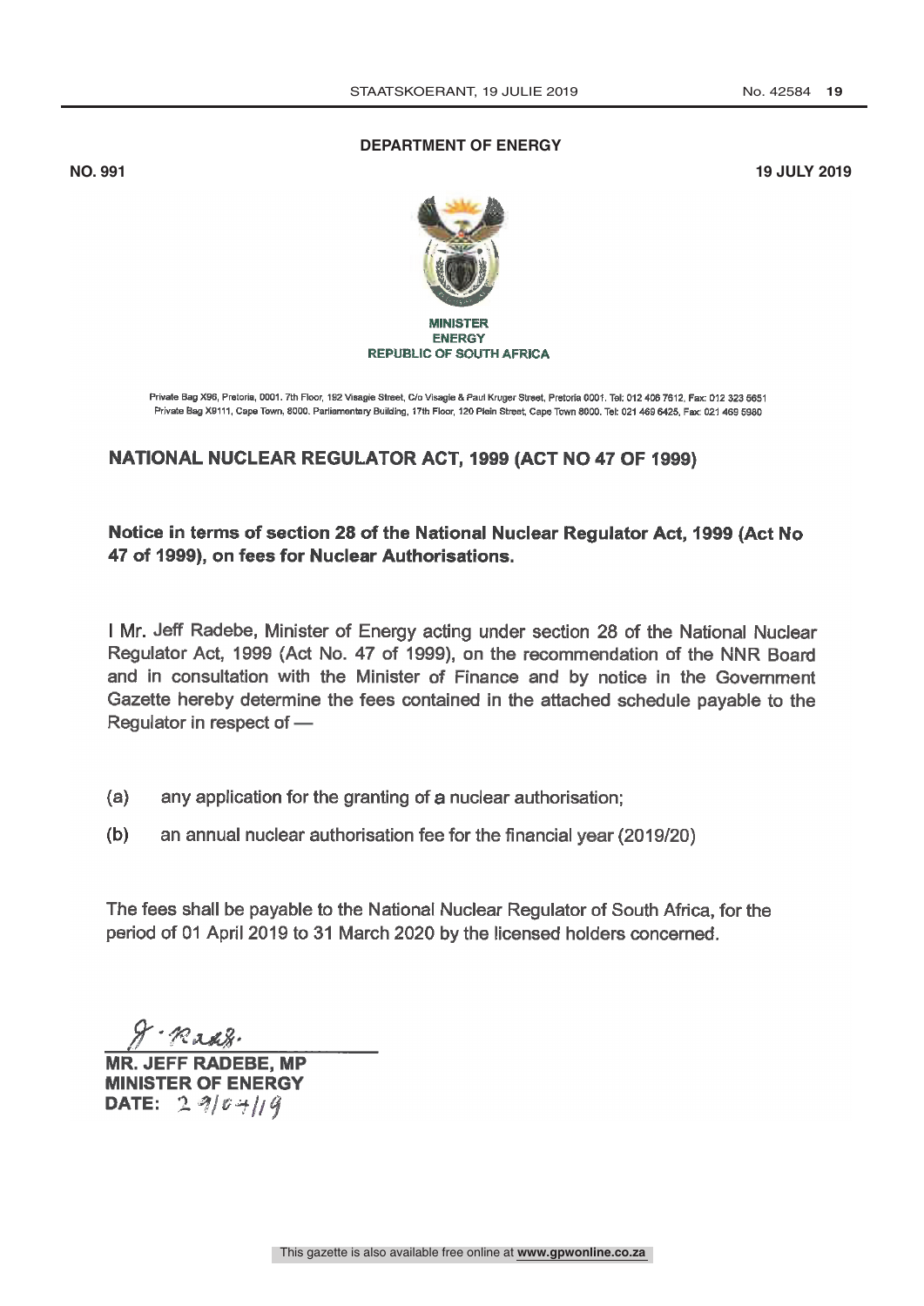**DEPARTMENT OF ENERGY**

**NO. 991** **19 JULY 2019**

**MINISTER**
**ENERGY**
**REPUBLIC OF SOUTH AFRICA**

Private Bag X96, Pretoria, 0001. 7th Floor, 192 Visagie Street, C/o Visagie & Paul Kruger Street, Pretoria 0001. Tel: 012 406 7612, Fax: 012 323 5651
Private Bag X9111, Cape Town, 8000. Parliamentary Building, 17th Floor, 120 Plein Street, Cape Town 8000. Tel: 021 469 6425, Fax: 021 469 5980

## NATIONAL NUCLEAR REGULATOR ACT, 1999 (ACT NO 47 OF 1999)

### Notice in terms of section 28 of the National Nuclear Regulator Act, 1999 (Act No 47 of 1999), on fees for Nuclear Authorisations.

I Mr. Jeff Radebe, Minister of Energy acting under section 28 of the National Nuclear Regulator Act, 1999 (Act No. 47 of 1999), on the recommendation of the NNR Board and in consultation with the Minister of Finance and by notice in the Government Gazette hereby determine the fees contained in the attached schedule payable to the Regulator in respect of —

(a) any application for the granting of a nuclear authorisation;

(b) an annual nuclear authorisation fee for the financial year (2019/20)

The fees shall be payable to the National Nuclear Regulator of South Africa, for the period of 01 April 2019 to 31 March 2020 by the licensed holders concerned.

**MR. JEFF RADEBE, MP**
**MINISTER OF ENERGY**
**DATE:** 29/04/19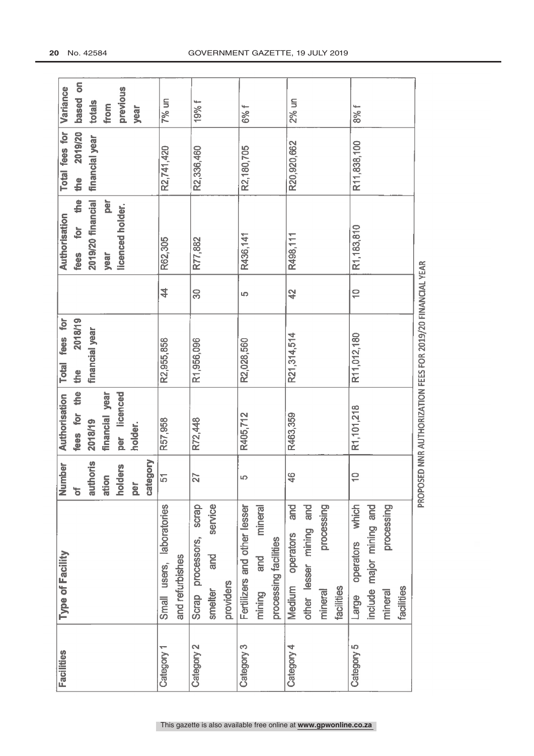| Facilities | Type of Facility | Number of authorisation holders per category | Authorisation fees for the 2018/19 financial year per licenced holder. | Total fees for the 2018/19 financial year | | Authorisation fees for the 2019/20 financial year per licenced holder. | Total fees for the 2019/20 financial year | Variance based on totals from previous year |
|---|---|---|---|---|---|---|---|---|
| Category 1 | Small users, laboratories and refurbishes | 51 | R57,958 | R2,955,858 | 44 | R62,305 | R2,741,420 | 7% un |
| Category 2 | Scrap processors, scrap smelter and service providers | 27 | R72,448 | R1,956,096 | 30 | R77,882 | R2,336,460 | 19% f |
| Category 3 | Fertilizers and other lesser mining and mineral processing facilities | 5 | R405,712 | R2,028,560 | 5 | R436,141 | R2,180,705 | 6% f |
| Category 4 | Medium operators and other lesser mining and mineral processing facilities | 46 | R463,359 | R21,314,514 | 42 | R498,111 | R20,920,662 | 2% un |
| Category 5 | Large operators which include major mining and mineral processing facilities | 10 | R1,101,218 | R11,012,180 | 10 | R1,183,810 | R11,838,100 | 8% f |

PROPOSED NNR AUTHORIZATION FEES FOR 2019/20 FINANCIAL YEAR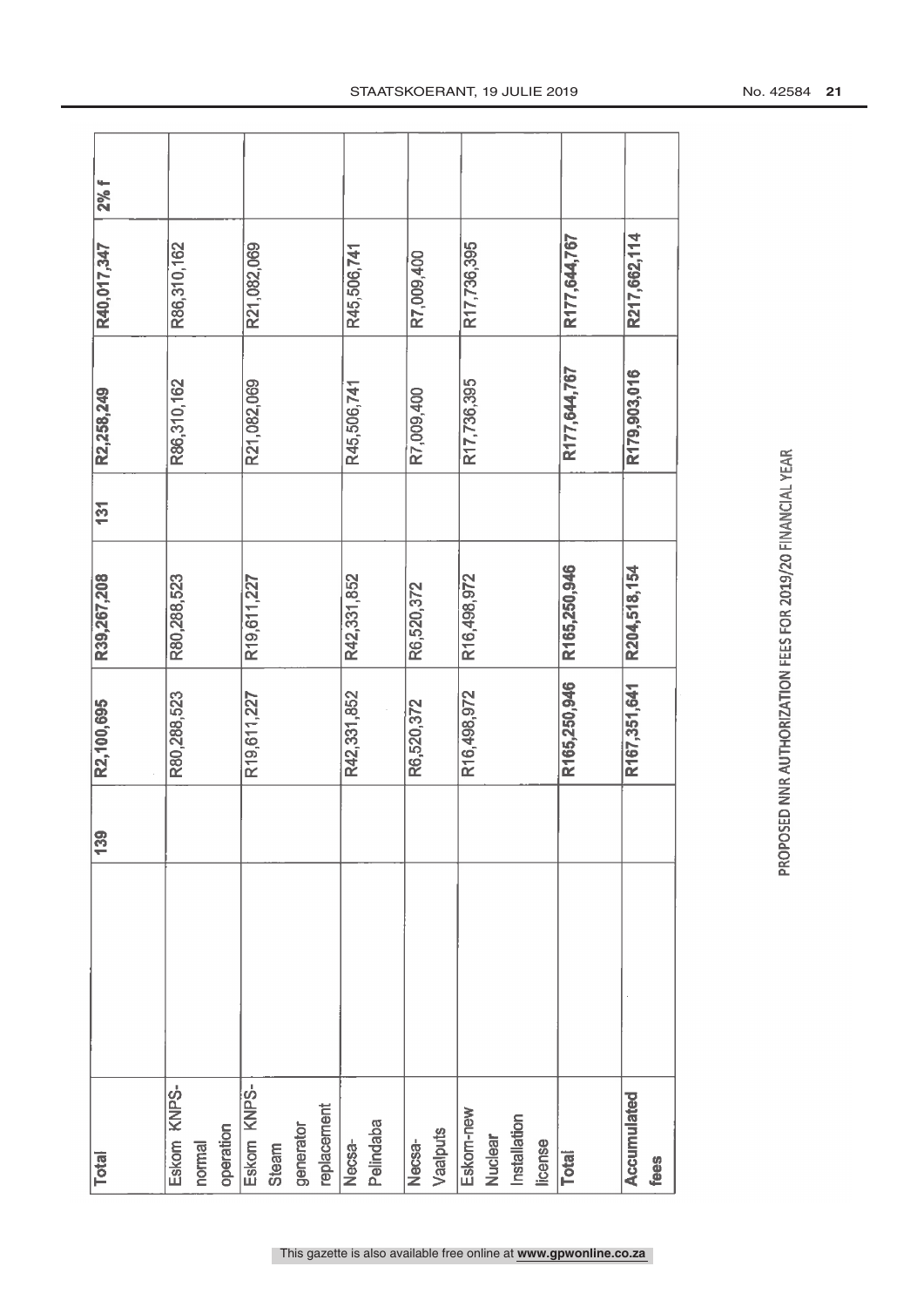| | | | | | | | | |
|---|---|---|---|---|---|---|---|---|
| **Total** | | **139** | **R2,100,695** | **R39,267,208** | **131** | **R2,258,249** | **R40,017,347** | **2% f** |
| Eskom KNPS-normal operation | | | R80,288,523 | R80,288,523 | | R86,310,162 | R86,310,162 | |
| Eskom KNPS-Steam generator replacement | | | R19,611,227 | R19,611,227 | | R21,082,069 | R21,082,069 | |
| Necsa-Pelindaba | | | R42,331,852 | R42,331,852 | | R45,506,741 | R45,506,741 | |
| Necsa-Vaalputs | | | R6,520,372 | R6,520,372 | | R7,009,400 | R7,009,400 | |
| Eskom-new Nuclear Installation license | | | R16,498,972 | R16,498,972 | | R17,736,395 | R17,736,395 | |
| **Total** | | | **R165,250,946** | **R165,250,946** | | **R177,644,767** | **R177,644,767** | |
| **Accumulated fees** | | | **R167,351,641** | **R204,518,154** | | **R179,903,016** | **R217,662,114** | |

PROPOSED NNR AUTHORIZATION FEES FOR 2019/20 FINANCIAL YEAR